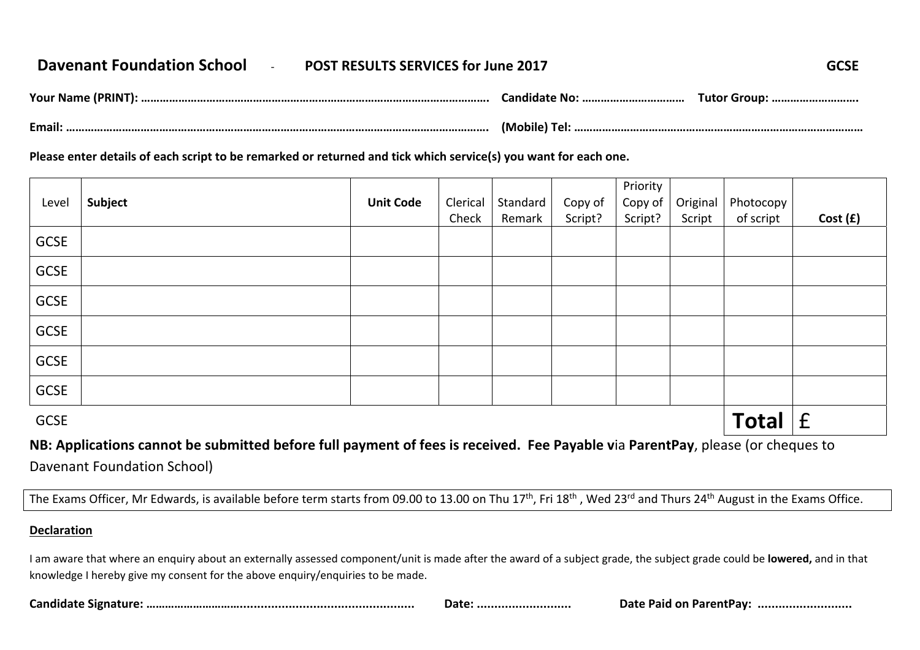**Davenant Foundation School** - **POST RESULTS SERVICES for June 2017** **GCSE**

**Your Name (PRINT): …………………………………………………………………………………………………. Candidate No: …………………………… Tutor Group: ……………………….**

**Email: ……………………………………………………………………………………………………………………. (Mobile) Tel: ………………………………………………………………………………**

**Please enter details of each script to be remarked or returned and tick which service(s) you want for each one.**

| Level | **Subject** | **Unit Code** | Clerical Check | Standard Remark | Copy of Script? | Priority Copy of Script? | Original Script | Photocopy of script | **Cost (£)** |
|---|---|---|---|---|---|---|---|---|---|
| GCSE | | | | | | | | | |
| GCSE | | | | | | | | | |
| GCSE | | | | | | | | | |
| GCSE | | | | | | | | | |
| GCSE | | | | | | | | | |
| GCSE | | | | | | | | | |
| GCSE | | | | | | | | **Total** | £ |

**NB: Applications cannot be submitted before full payment of fees is received. Fee Payable v**ia **ParentPay**, please (or cheques to Davenant Foundation School)

The Exams Officer, Mr Edwards, is available before term starts from 09.00 to 13.00 on Thu 17th, Fri 18th , Wed 23rd and Thurs 24th August in the Exams Office.

**Declaration**

I am aware that where an enquiry about an externally assessed component/unit is made after the award of a subject grade, the subject grade could be **lowered,** and in that knowledge I hereby give my consent for the above enquiry/enquiries to be made.

**Candidate Signature: …………………………................................................ Date: .......................... Date Paid on ParentPay: ..........................**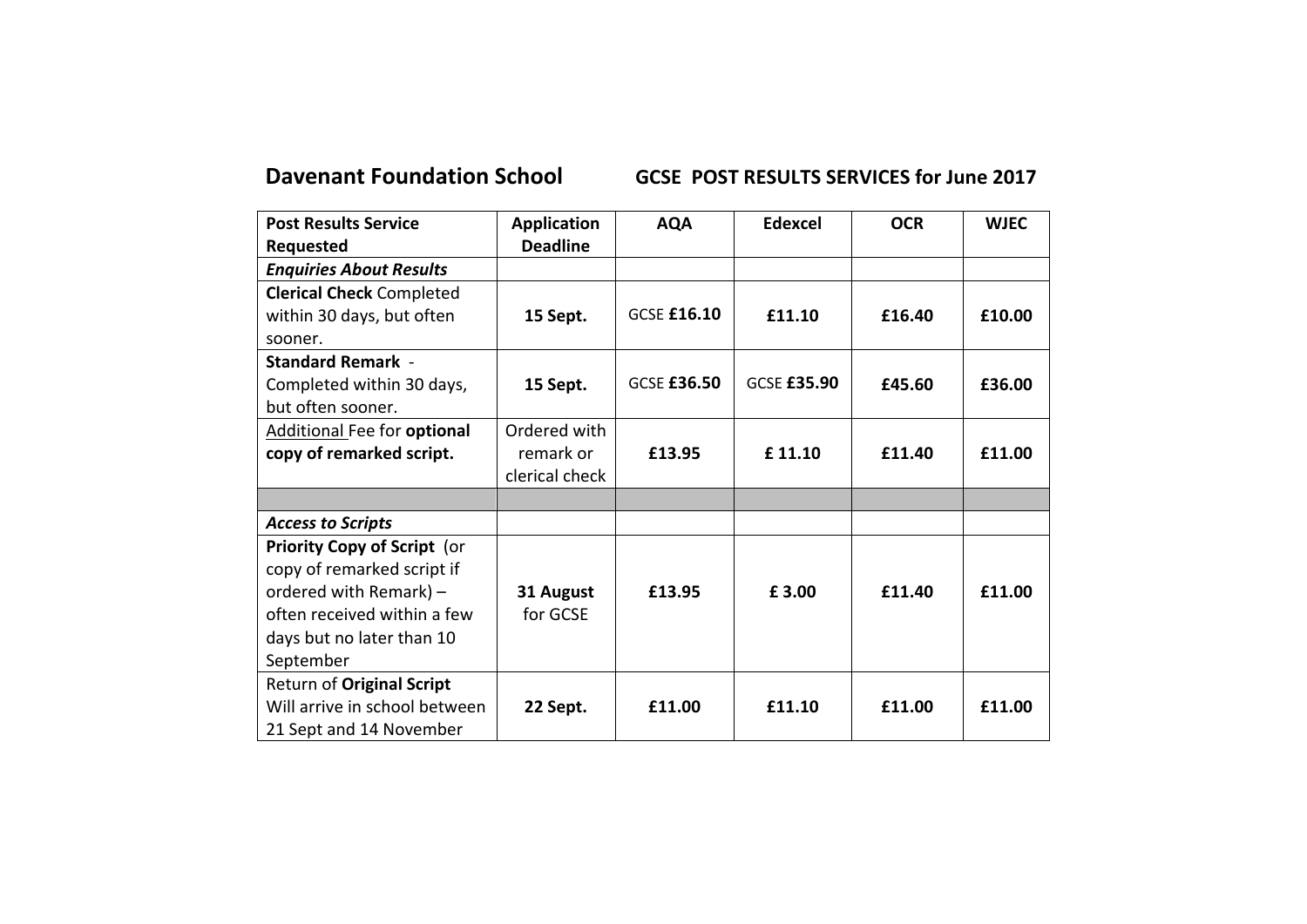**Davenant Foundation School** **GCSE POST RESULTS SERVICES for June 2017**

| Post Results Service Requested | Application Deadline | AQA | Edexcel | OCR | WJEC |
|---|---|---|---|---|---|
| ***Enquiries About Results*** | | | | | |
| **Clerical Check** Completed within 30 days, but often sooner. | **15 Sept.** | GCSE **£16.10** | **£11.10** | **£16.40** | **£10.00** |
| **Standard Remark** - Completed within 30 days, but often sooner. | **15 Sept.** | GCSE **£36.50** | GCSE **£35.90** | **£45.60** | **£36.00** |
| Additional Fee for **optional copy of remarked script.** | Ordered with remark or clerical check | **£13.95** | **£ 11.10** | **£11.40** | **£11.00** |
| | | | | | |
| ***Access to Scripts*** | | | | | |
| **Priority Copy of Script** (or copy of remarked script if ordered with Remark) – often received within a few days but no later than 10 September | **31 August** for GCSE | **£13.95** | **£ 3.00** | **£11.40** | **£11.00** |
| Return of **Original Script** Will arrive in school between 21 Sept and 14 November | **22 Sept.** | **£11.00** | **£11.10** | **£11.00** | **£11.00** |